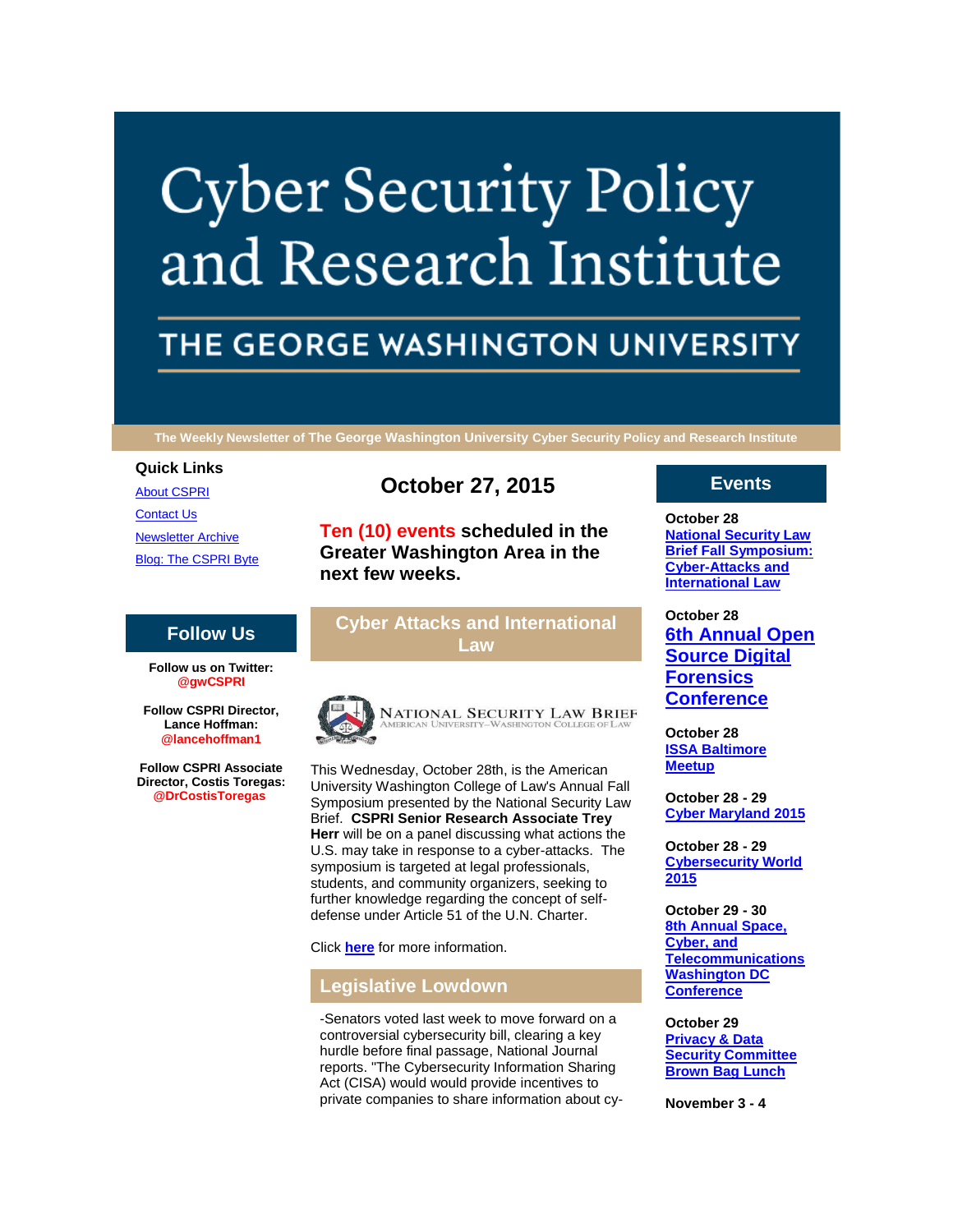# Cyber Security Policy and Research Institute

## THE GEORGE WASHINGTON UNIVERSITY

The Weekly Newsletter of The George Washington University Cyber Security Policy and Research Institute

### Quick Links

[About CSPRI](#)

[Contact Us](#)

[Newsletter Archive](#)

[Blog: The CSPRI Byte](#)

### Follow Us

**Follow us on Twitter: @gwCSPRI**

**Follow CSPRI Director, Lance Hoffman: @lancehoffman1**

**Follow CSPRI Associate Director, Costis Toregas: @DrCostisToregas**

## October 27, 2015

**Ten (10) events scheduled in the Greater Washington Area in the next few weeks.**

## Cyber Attacks and International Law

NATIONAL SECURITY LAW BRIEF
AMERICAN UNIVERSITY–WASHINGTON COLLEGE OF LAW

This Wednesday, October 28th, is the American University Washington College of Law's Annual Fall Symposium presented by the National Security Law Brief. **CSPRI Senior Research Associate Trey Herr** will be on a panel discussing what actions the U.S. may take in response to a cyber-attacks. The symposium is targeted at legal professionals, students, and community organizers, seeking to further knowledge regarding the concept of self-defense under Article 51 of the U.N. Charter.

Click **[here](#)** for more information.

## Legislative Lowdown

-Senators voted last week to move forward on a controversial cybersecurity bill, clearing a key hurdle before final passage, National Journal reports. "The Cybersecurity Information Sharing Act (CISA) would would provide incentives to private companies to share information about cy-

## Events

**October 28**
**[National Security Law Brief Fall Symposium: Cyber-Attacks and International Law](#)**

**October 28**
**[6th Annual Open Source Digital Forensics Conference](#)**

**October 28**
**[ISSA Baltimore Meetup](#)**

**October 28 - 29**
**[Cyber Maryland 2015](#)**

**October 28 - 29**
**[Cybersecurity World 2015](#)**

**October 29 - 30**
**[8th Annual Space, Cyber, and Telecommunications Washington DC Conference](#)**

**October 29**
**[Privacy & Data Security Committee Brown Bag Lunch](#)**

**November 3 - 4**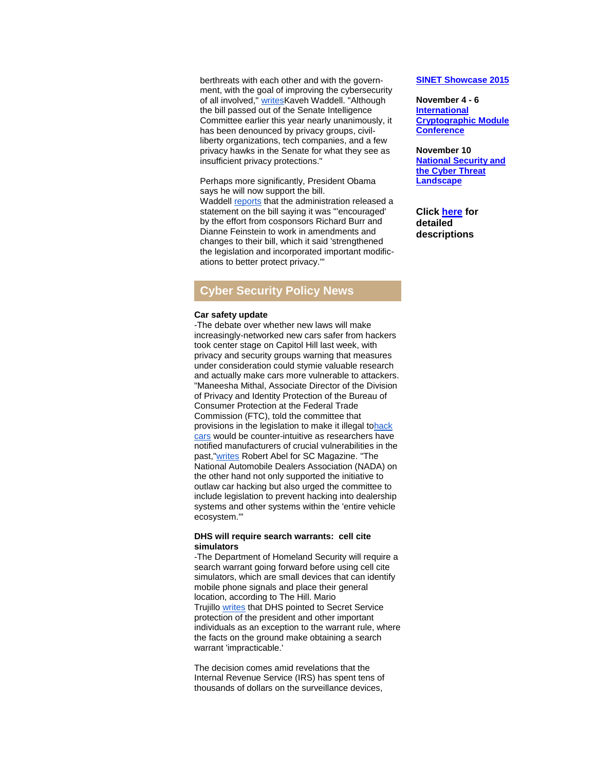berthreats with each other and with the government, with the goal of improving the cybersecurity of all involved," writesKaveh Waddell. "Although the bill passed out of the Senate Intelligence Committee earlier this year nearly unanimously, it has been denounced by privacy groups, civil-liberty organizations, tech companies, and a few privacy hawks in the Senate for what they see as insufficient privacy protections."

Perhaps more significantly, President Obama says he will now support the bill. Waddell reports that the administration released a statement on the bill saying it was "'encouraged' by the effort from cosponsors Richard Burr and Dianne Feinstein to work in amendments and changes to their bill, which it said 'strengthened the legislation and incorporated important modifications to better protect privacy.'"

## Cyber Security Policy News

**Car safety update**

-The debate over whether new laws will make increasingly-networked new cars safer from hackers took center stage on Capitol Hill last week, with privacy and security groups warning that measures under consideration could stymie valuable research and actually make cars more vulnerable to attackers. "Maneesha Mithal, Associate Director of the Division of Privacy and Identity Protection of the Bureau of Consumer Protection at the Federal Trade Commission (FTC), told the committee that provisions in the legislation to make it illegal tohack cars would be counter-intuitive as researchers have notified manufacturers of crucial vulnerabilities in the past,"writes Robert Abel for SC Magazine. "The National Automobile Dealers Association (NADA) on the other hand not only supported the initiative to outlaw car hacking but also urged the committee to include legislation to prevent hacking into dealership systems and other systems within the 'entire vehicle ecosystem.'"

**DHS will require search warrants: cell cite simulators**

-The Department of Homeland Security will require a search warrant going forward before using cell cite simulators, which are small devices that can identify mobile phone signals and place their general location, according to The Hill. Mario Trujillo writes that DHS pointed to Secret Service protection of the president and other important individuals as an exception to the warrant rule, where the facts on the ground make obtaining a search warrant 'impracticable.'

The decision comes amid revelations that the Internal Revenue Service (IRS) has spent tens of thousands of dollars on the surveillance devices,

**SINET Showcase 2015**

**November 4 - 6**
**International Cryptographic Module Conference**

**November 10**
**National Security and the Cyber Threat Landscape**

**Click here for detailed descriptions**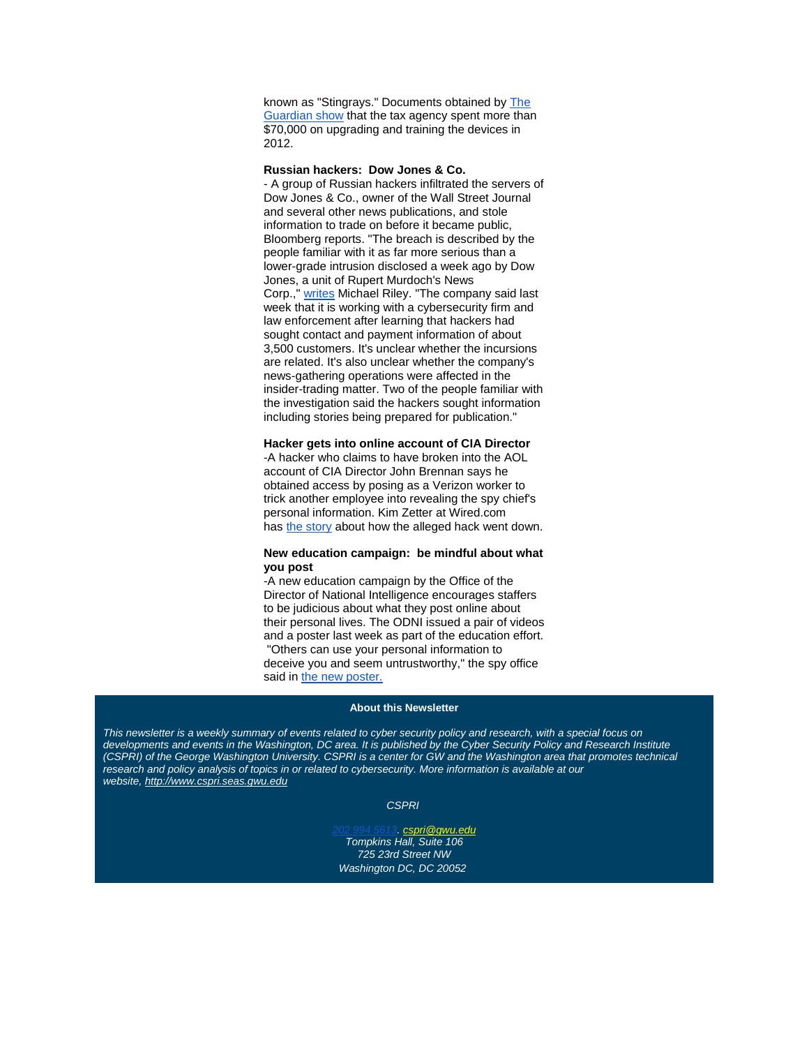known as "Stingrays." Documents obtained by The Guardian show that the tax agency spent more than $70,000 on upgrading and training the devices in 2012.

**Russian hackers: Dow Jones & Co.**

- A group of Russian hackers infiltrated the servers of Dow Jones & Co., owner of the Wall Street Journal and several other news publications, and stole information to trade on before it became public, Bloomberg reports. "The breach is described by the people familiar with it as far more serious than a lower-grade intrusion disclosed a week ago by Dow Jones, a unit of Rupert Murdoch's News Corp.," writes Michael Riley. "The company said last week that it is working with a cybersecurity firm and law enforcement after learning that hackers had sought contact and payment information of about 3,500 customers. It's unclear whether the incursions are related. It's also unclear whether the company's news-gathering operations were affected in the insider-trading matter. Two of the people familiar with the investigation said the hackers sought information including stories being prepared for publication."

**Hacker gets into online account of CIA Director**

-A hacker who claims to have broken into the AOL account of CIA Director John Brennan says he obtained access by posing as a Verizon worker to trick another employee into revealing the spy chief's personal information. Kim Zetter at Wired.com has the story about how the alleged hack went down.

**New education campaign: be mindful about what you post**

-A new education campaign by the Office of the Director of National Intelligence encourages staffers to be judicious about what they post online about their personal lives. The ODNI issued a pair of videos and a poster last week as part of the education effort. "Others can use your personal information to deceive you and seem untrustworthy," the spy office said in the new poster.

**About this Newsletter**

*This newsletter is a weekly summary of events related to cyber security policy and research, with a special focus on developments and events in the Washington, DC area. It is published by the Cyber Security Policy and Research Institute (CSPRI) of the George Washington University. CSPRI is a center for GW and the Washington area that promotes technical research and policy analysis of topics in or related to cybersecurity. More information is available at our website, http://www.cspri.seas.gwu.edu*

*CSPRI*

*202 994 5613, cspri@gwu.edu*
*Tompkins Hall, Suite 106*
*725 23rd Street NW*
*Washington DC, DC 20052*